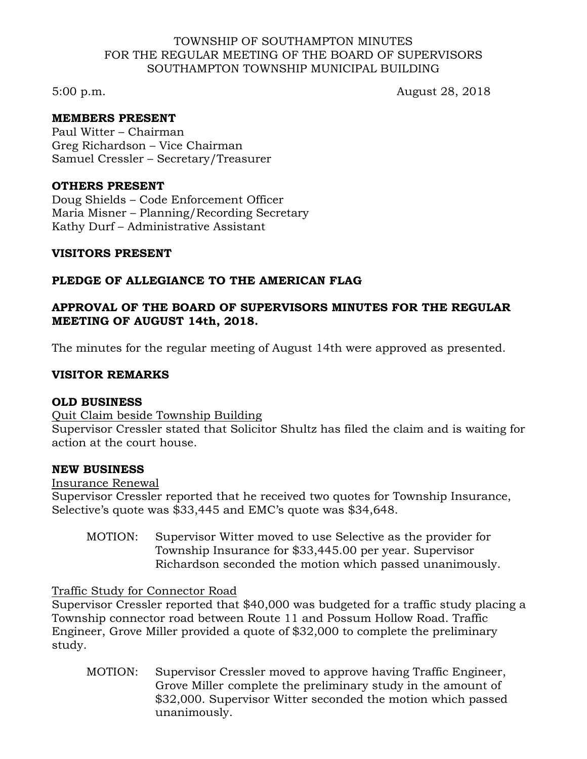TOWNSHIP OF SOUTHAMPTON MINUTES
FOR THE REGULAR MEETING OF THE BOARD OF SUPERVISORS
SOUTHAMPTON TOWNSHIP MUNICIPAL BUILDING

5:00 p.m. August 28, 2018

**MEMBERS PRESENT**
Paul Witter – Chairman
Greg Richardson – Vice Chairman
Samuel Cressler – Secretary/Treasurer

**OTHERS PRESENT**
Doug Shields – Code Enforcement Officer
Maria Misner – Planning/Recording Secretary
Kathy Durf – Administrative Assistant

**VISITORS PRESENT**

**PLEDGE OF ALLEGIANCE TO THE AMERICAN FLAG**

**APPROVAL OF THE BOARD OF SUPERVISORS MINUTES FOR THE REGULAR MEETING OF AUGUST 14th, 2018.**

The minutes for the regular meeting of August 14th were approved as presented.

**VISITOR REMARKS**

**OLD BUSINESS**

Quit Claim beside Township Building

Supervisor Cressler stated that Solicitor Shultz has filed the claim and is waiting for action at the court house.

**NEW BUSINESS**

Insurance Renewal

Supervisor Cressler reported that he received two quotes for Township Insurance, Selective's quote was $33,445 and EMC's quote was $34,648.

> MOTION: Supervisor Witter moved to use Selective as the provider for Township Insurance for $33,445.00 per year. Supervisor Richardson seconded the motion which passed unanimously.

Traffic Study for Connector Road

Supervisor Cressler reported that $40,000 was budgeted for a traffic study placing a Township connector road between Route 11 and Possum Hollow Road. Traffic Engineer, Grove Miller provided a quote of $32,000 to complete the preliminary study.

> MOTION: Supervisor Cressler moved to approve having Traffic Engineer, Grove Miller complete the preliminary study in the amount of $32,000. Supervisor Witter seconded the motion which passed unanimously.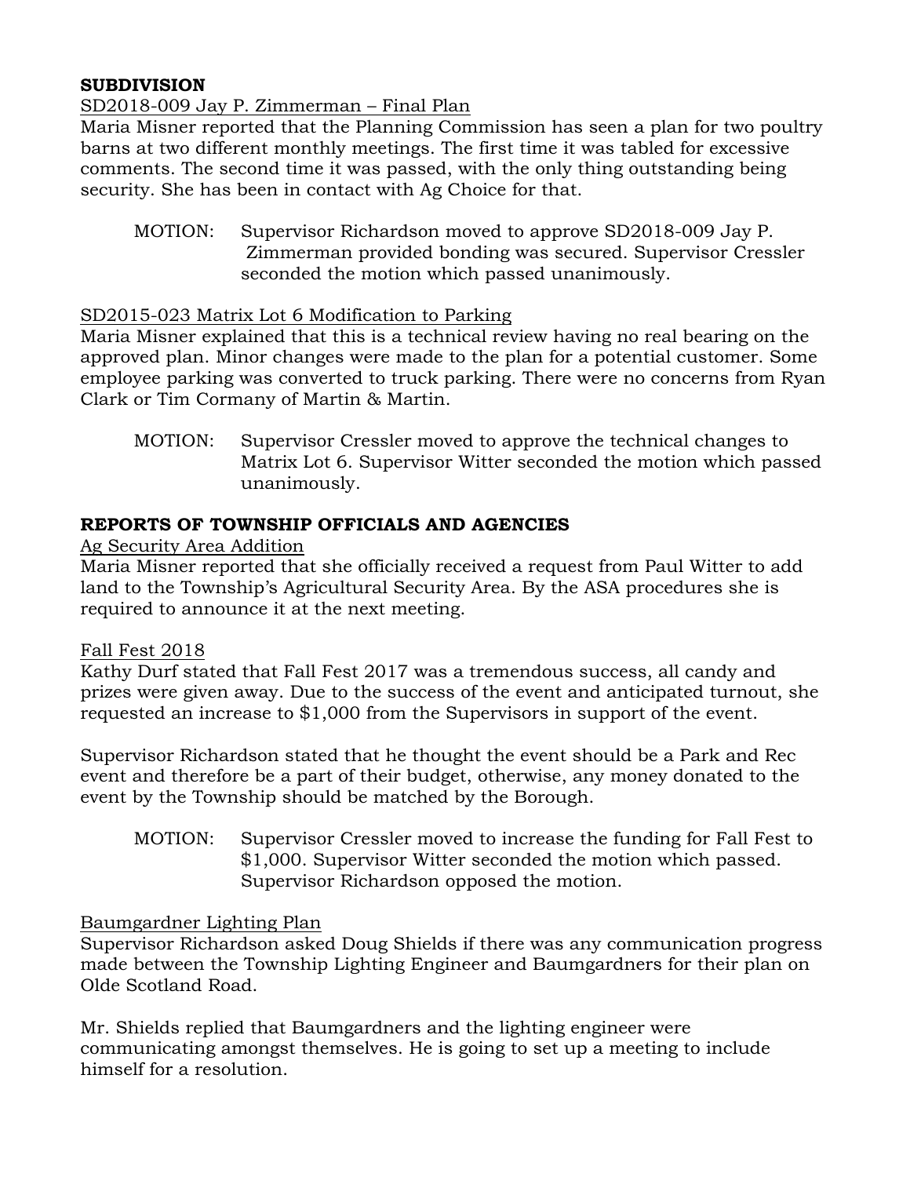## SUBDIVISION

SD2018-009 Jay P. Zimmerman – Final Plan

Maria Misner reported that the Planning Commission has seen a plan for two poultry barns at two different monthly meetings. The first time it was tabled for excessive comments. The second time it was passed, with the only thing outstanding being security. She has been in contact with Ag Choice for that.

> MOTION: Supervisor Richardson moved to approve SD2018-009 Jay P. Zimmerman provided bonding was secured. Supervisor Cressler seconded the motion which passed unanimously.

SD2015-023 Matrix Lot 6 Modification to Parking

Maria Misner explained that this is a technical review having no real bearing on the approved plan. Minor changes were made to the plan for a potential customer. Some employee parking was converted to truck parking. There were no concerns from Ryan Clark or Tim Cormany of Martin & Martin.

> MOTION: Supervisor Cressler moved to approve the technical changes to Matrix Lot 6. Supervisor Witter seconded the motion which passed unanimously.

## REPORTS OF TOWNSHIP OFFICIALS AND AGENCIES

Ag Security Area Addition

Maria Misner reported that she officially received a request from Paul Witter to add land to the Township's Agricultural Security Area. By the ASA procedures she is required to announce it at the next meeting.

Fall Fest 2018

Kathy Durf stated that Fall Fest 2017 was a tremendous success, all candy and prizes were given away. Due to the success of the event and anticipated turnout, she requested an increase to $1,000 from the Supervisors in support of the event.

Supervisor Richardson stated that he thought the event should be a Park and Rec event and therefore be a part of their budget, otherwise, any money donated to the event by the Township should be matched by the Borough.

> MOTION: Supervisor Cressler moved to increase the funding for Fall Fest to $1,000. Supervisor Witter seconded the motion which passed. Supervisor Richardson opposed the motion.

Baumgardner Lighting Plan

Supervisor Richardson asked Doug Shields if there was any communication progress made between the Township Lighting Engineer and Baumgardners for their plan on Olde Scotland Road.

Mr. Shields replied that Baumgardners and the lighting engineer were communicating amongst themselves. He is going to set up a meeting to include himself for a resolution.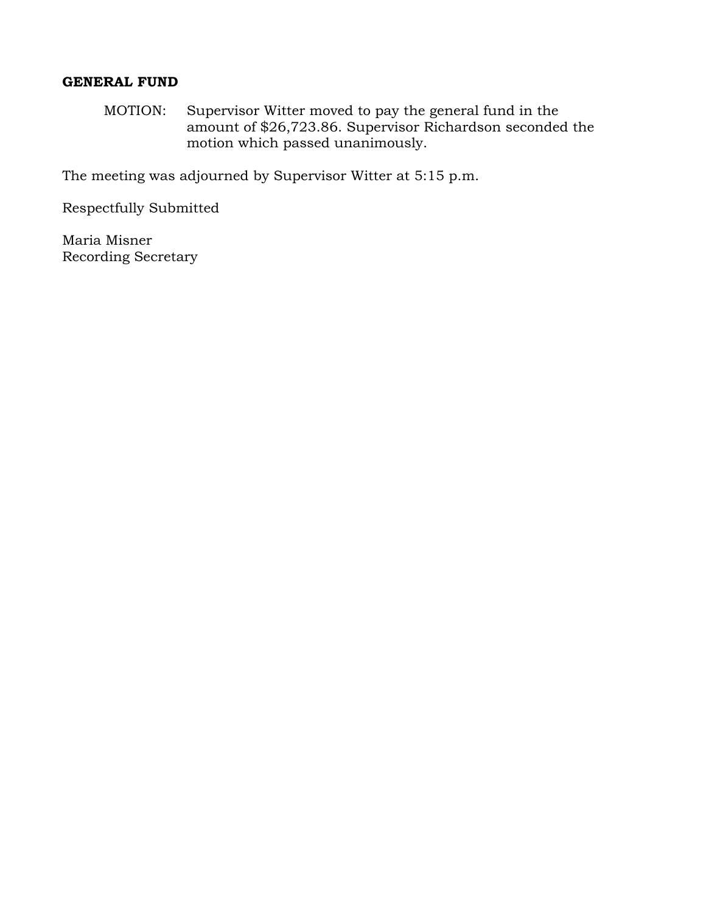**GENERAL FUND**

MOTION: Supervisor Witter moved to pay the general fund in the amount of $26,723.86. Supervisor Richardson seconded the motion which passed unanimously.

The meeting was adjourned by Supervisor Witter at 5:15 p.m.

Respectfully Submitted

Maria Misner
Recording Secretary